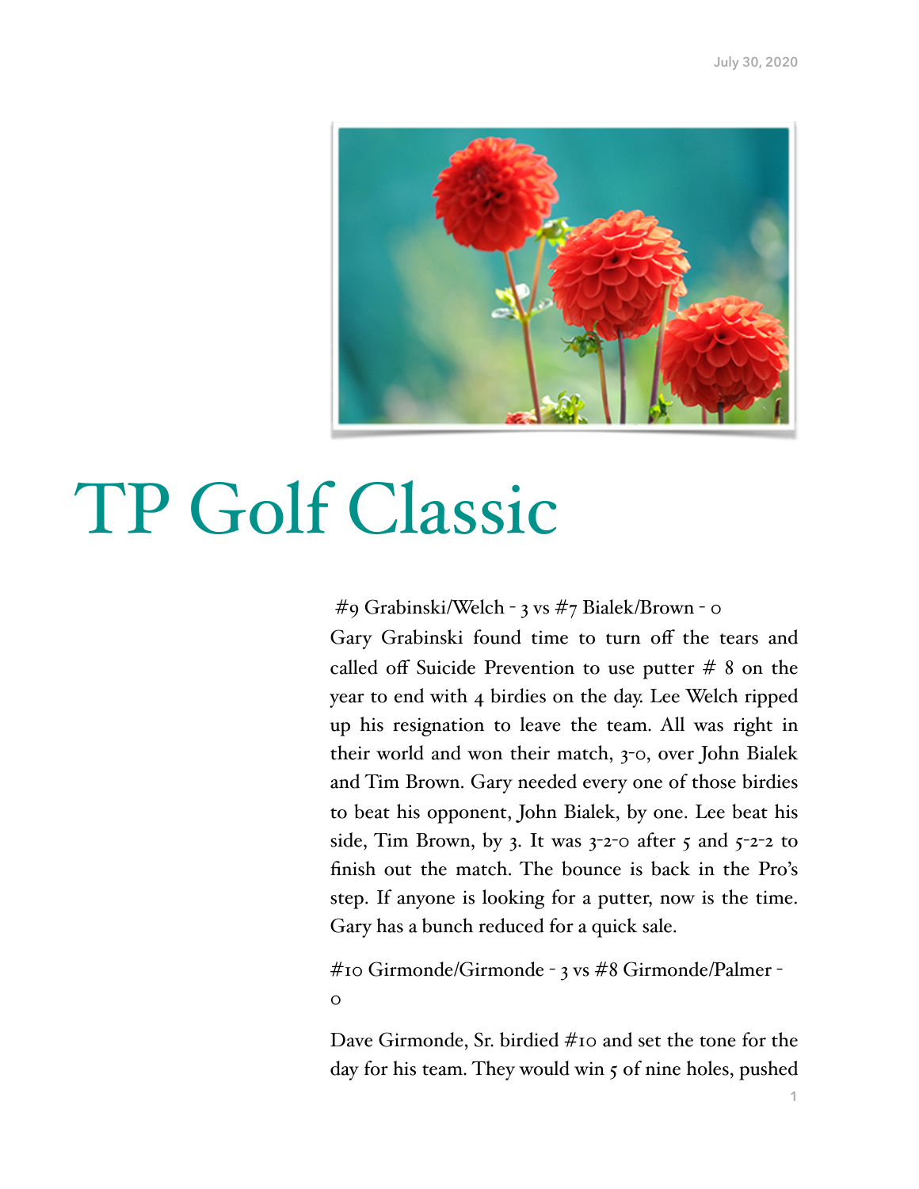July 30, 2020

# TP Golf Classic

#9 Grabinski/Welch - 3 vs #7 Bialek/Brown - 0

Gary Grabinski found time to turn off the tears and called off Suicide Prevention to use putter # 8 on the year to end with 4 birdies on the day. Lee Welch ripped up his resignation to leave the team. All was right in their world and won their match, 3-0, over John Bialek and Tim Brown. Gary needed every one of those birdies to beat his opponent, John Bialek, by one. Lee beat his side, Tim Brown, by 3. It was 3-2-0 after 5 and 5-2-2 to finish out the match. The bounce is back in the Pro's step. If anyone is looking for a putter, now is the time. Gary has a bunch reduced for a quick sale.

#10 Girmonde/Girmonde - 3 vs #8 Girmonde/Palmer - 0

Dave Girmonde, Sr. birdied #10 and set the tone for the day for his team. They would win 5 of nine holes, pushed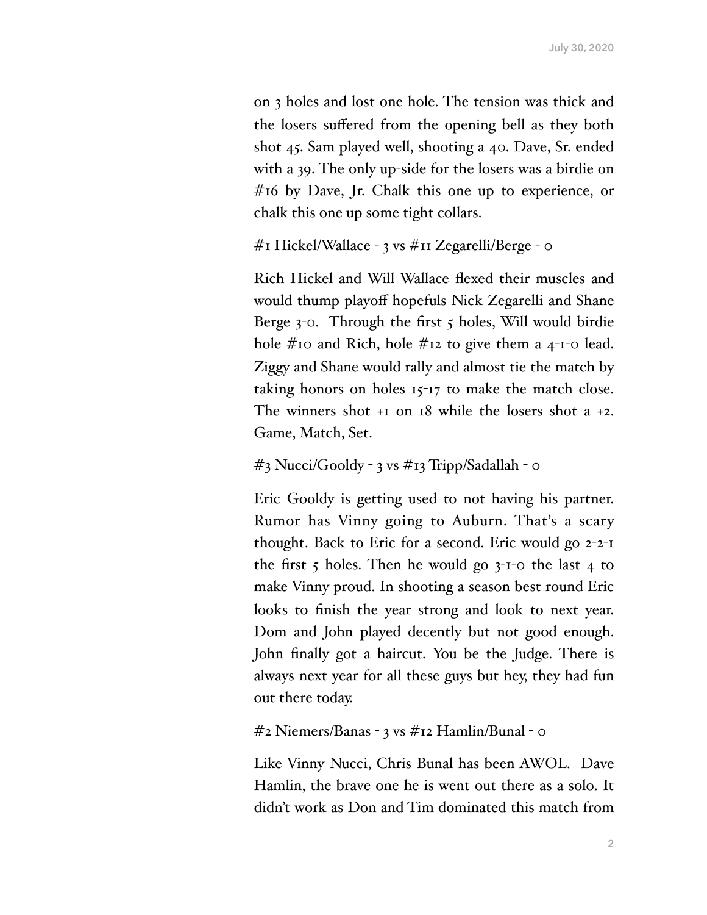on 3 holes and lost one hole. The tension was thick and the losers suffered from the opening bell as they both shot 45. Sam played well, shooting a 40. Dave, Sr. ended with a 39. The only up-side for the losers was a birdie on #16 by Dave, Jr. Chalk this one up to experience, or chalk this one up some tight collars.

#1 Hickel/Wallace - 3 vs #11 Zegarelli/Berge - 0

Rich Hickel and Will Wallace flexed their muscles and would thump playoff hopefuls Nick Zegarelli and Shane Berge 3-0. Through the first 5 holes, Will would birdie hole #10 and Rich, hole #12 to give them a 4-1-0 lead. Ziggy and Shane would rally and almost tie the match by taking honors on holes 15-17 to make the match close. The winners shot +1 on 18 while the losers shot a +2. Game, Match, Set.

#3 Nucci/Gooldy - 3 vs #13 Tripp/Sadallah - 0

Eric Gooldy is getting used to not having his partner. Rumor has Vinny going to Auburn. That's a scary thought. Back to Eric for a second. Eric would go 2-2-1 the first 5 holes. Then he would go 3-1-0 the last 4 to make Vinny proud. In shooting a season best round Eric looks to finish the year strong and look to next year. Dom and John played decently but not good enough. John finally got a haircut. You be the Judge. There is always next year for all these guys but hey, they had fun out there today.

#2 Niemers/Banas - 3 vs #12 Hamlin/Bunal - 0

Like Vinny Nucci, Chris Bunal has been AWOL. Dave Hamlin, the brave one he is went out there as a solo. It didn't work as Don and Tim dominated this match from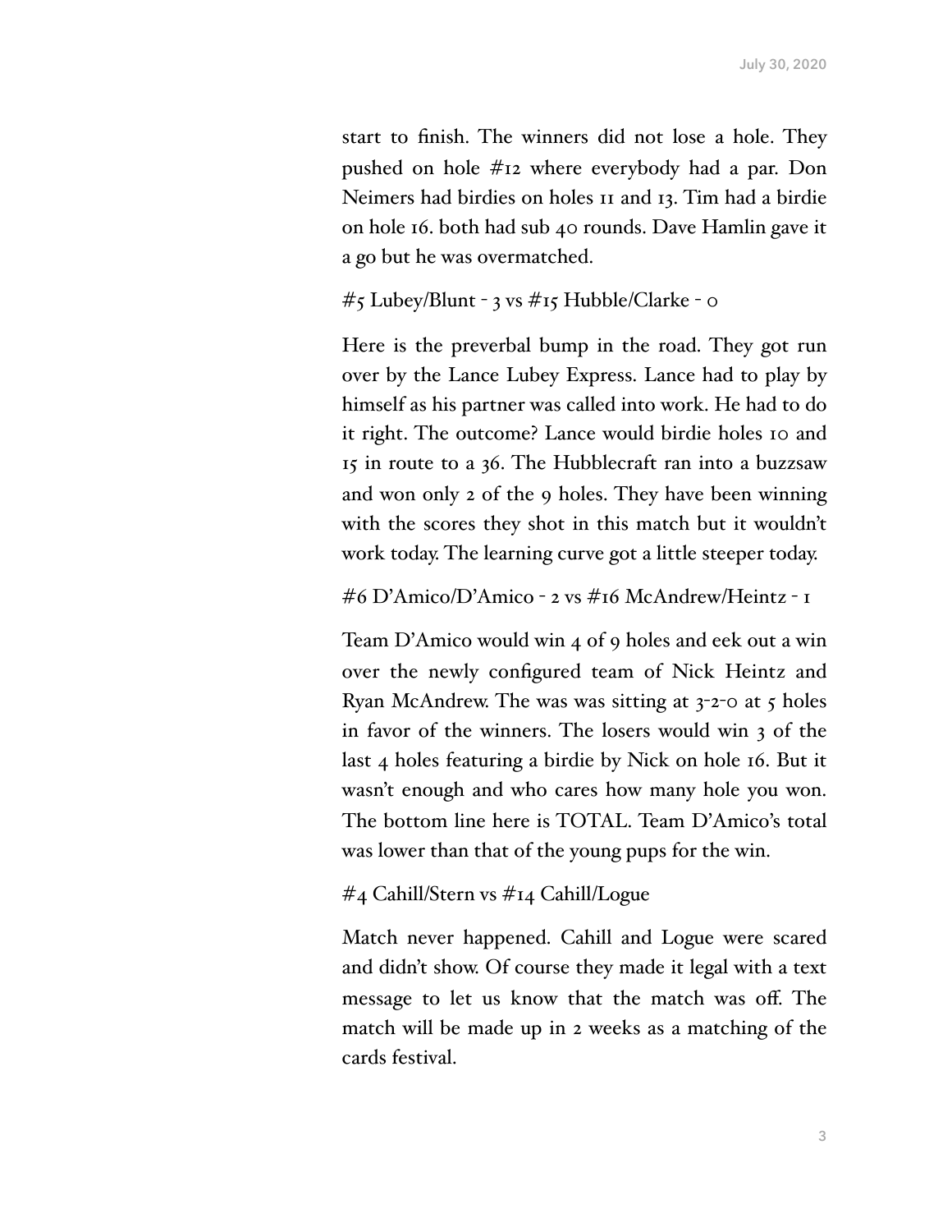start to finish. The winners did not lose a hole. They pushed on hole #12 where everybody had a par. Don Neimers had birdies on holes 11 and 13. Tim had a birdie on hole 16. both had sub 40 rounds. Dave Hamlin gave it a go but he was overmatched.

#5 Lubey/Blunt - 3 vs #15 Hubble/Clarke - 0

Here is the preverbal bump in the road. They got run over by the Lance Lubey Express. Lance had to play by himself as his partner was called into work. He had to do it right. The outcome? Lance would birdie holes 10 and 15 in route to a 36. The Hubblecraft ran into a buzzsaw and won only 2 of the 9 holes. They have been winning with the scores they shot in this match but it wouldn't work today. The learning curve got a little steeper today.

#6 D'Amico/D'Amico - 2 vs #16 McAndrew/Heintz - 1

Team D'Amico would win 4 of 9 holes and eek out a win over the newly configured team of Nick Heintz and Ryan McAndrew. The was was sitting at 3-2-0 at 5 holes in favor of the winners. The losers would win 3 of the last 4 holes featuring a birdie by Nick on hole 16. But it wasn't enough and who cares how many hole you won. The bottom line here is TOTAL. Team D'Amico's total was lower than that of the young pups for the win.

#4 Cahill/Stern vs #14 Cahill/Logue

Match never happened. Cahill and Logue were scared and didn't show. Of course they made it legal with a text message to let us know that the match was off. The match will be made up in 2 weeks as a matching of the cards festival.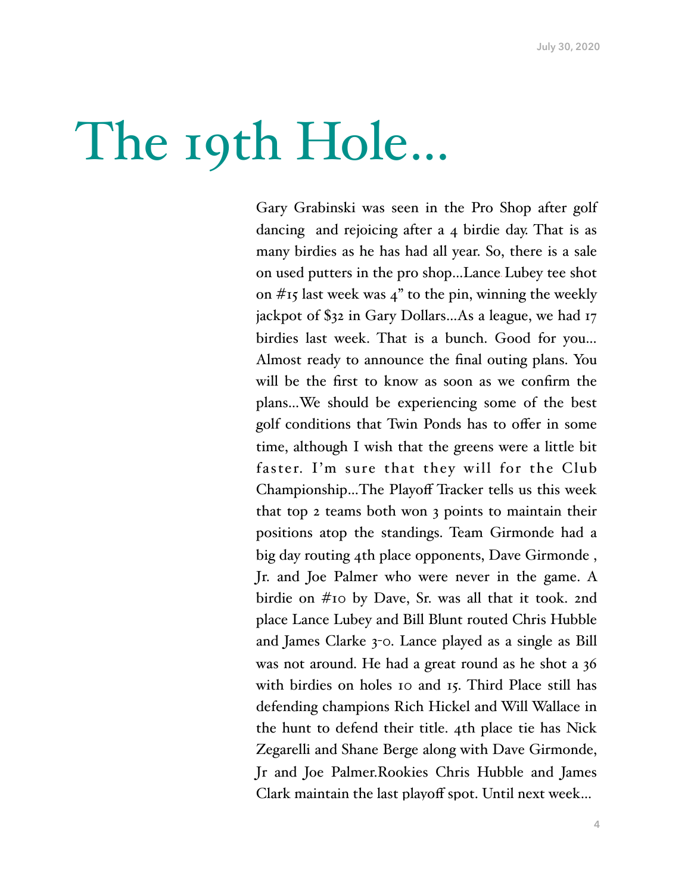# The 19th Hole...

Gary Grabinski was seen in the Pro Shop after golf dancing and rejoicing after a 4 birdie day. That is as many birdies as he has had all year. So, there is a sale on used putters in the pro shop…Lance Lubey tee shot on #15 last week was 4" to the pin, winning the weekly jackpot of $32 in Gary Dollars…As a league, we had 17 birdies last week. That is a bunch. Good for you… Almost ready to announce the final outing plans. You will be the first to know as soon as we confirm the plans…We should be experiencing some of the best golf conditions that Twin Ponds has to offer in some time, although I wish that the greens were a little bit faster. I'm sure that they will for the Club Championship…The Playoff Tracker tells us this week that top 2 teams both won 3 points to maintain their positions atop the standings. Team Girmonde had a big day routing 4th place opponents, Dave Girmonde , Jr. and Joe Palmer who were never in the game. A birdie on #10 by Dave, Sr. was all that it took. 2nd place Lance Lubey and Bill Blunt routed Chris Hubble and James Clarke 3-0. Lance played as a single as Bill was not around. He had a great round as he shot a 36 with birdies on holes 10 and 15. Third Place still has defending champions Rich Hickel and Will Wallace in the hunt to defend their title. 4th place tie has Nick Zegarelli and Shane Berge along with Dave Girmonde, Jr and Joe Palmer.Rookies Chris Hubble and James Clark maintain the last playoff spot. Until next week…